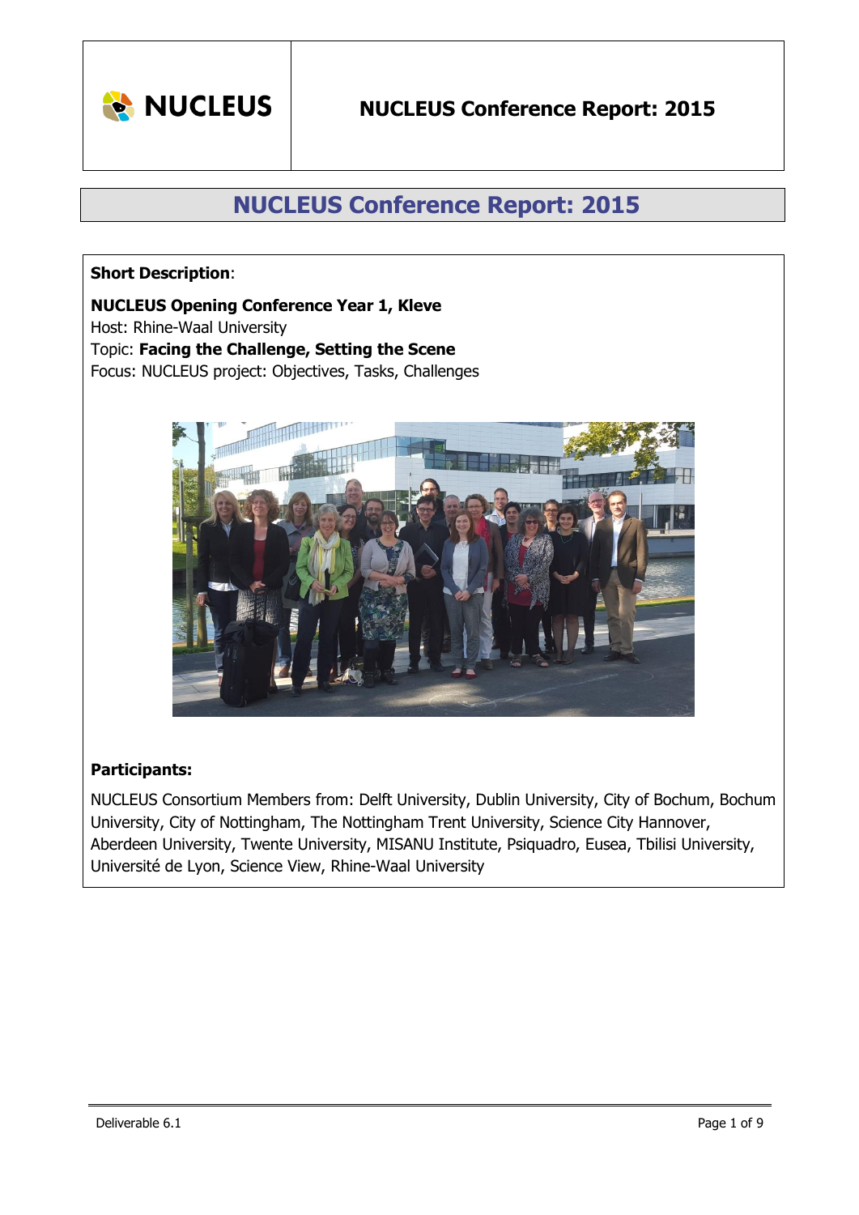| NUCLEUS | NUCLEUS Conference Report: 2015 |
| --- | --- |

# NUCLEUS Conference Report: 2015

**Short Description**:

**NUCLEUS Opening Conference Year 1, Kleve**
Host: Rhine-Waal University
Topic: **Facing the Challenge, Setting the Scene**
Focus: NUCLEUS project: Objectives, Tasks, Challenges

**Participants:**

NUCLEUS Consortium Members from: Delft University, Dublin University, City of Bochum, Bochum University, City of Nottingham, The Nottingham Trent University, Science City Hannover, Aberdeen University, Twente University, MISANU Institute, Psiquadro, Eusea, Tbilisi University, Université de Lyon, Science View, Rhine-Waal University

Deliverable 6.1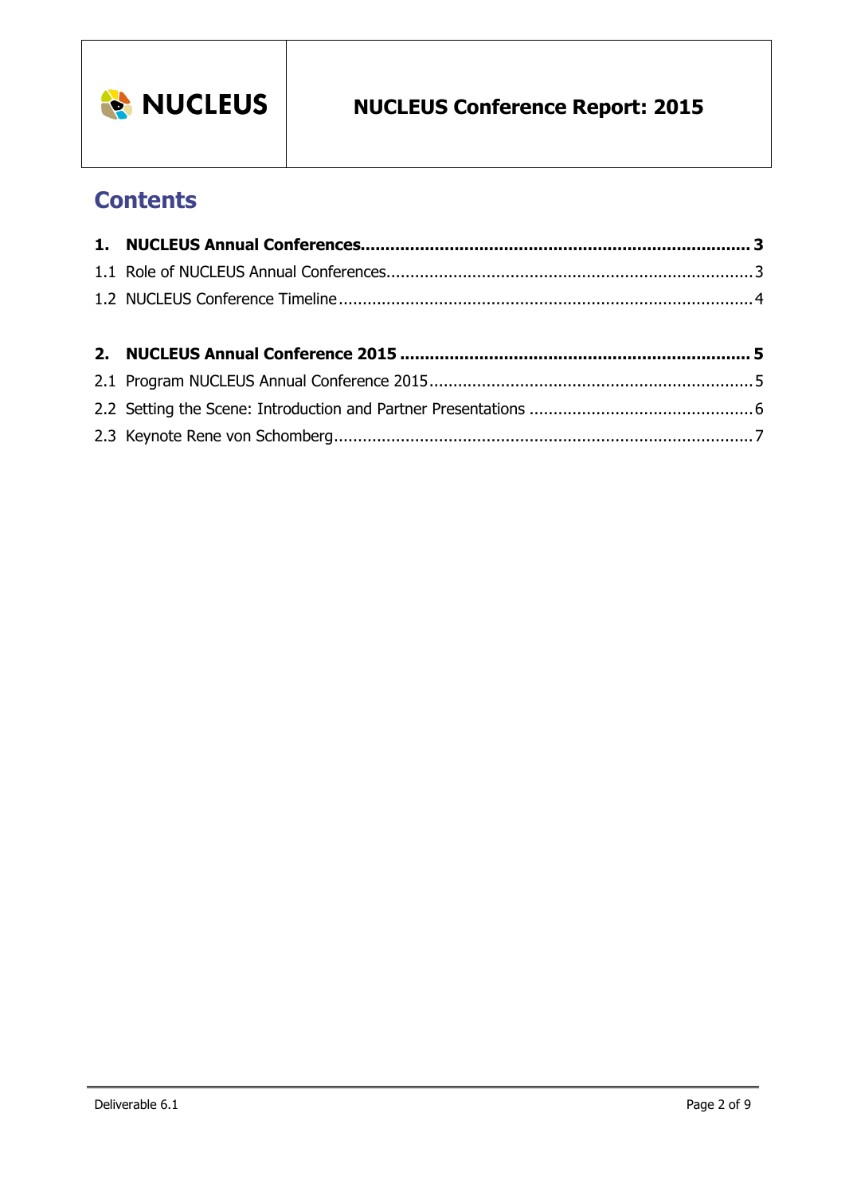# Contents

**1. NUCLEUS Annual Conferences........................................................................... 3**

1.1 Role of NUCLEUS Annual Conferences........................................................................... 3

1.2 NUCLEUS Conference Timeline........................................................................... 4

**2. NUCLEUS Annual Conference 2015 ........................................................................... 5**

2.1 Program NUCLEUS Annual Conference 2015........................................................................... 5

2.2 Setting the Scene: Introduction and Partner Presentations ........................................................................... 6

2.3 Keynote Rene von Schomberg........................................................................... 7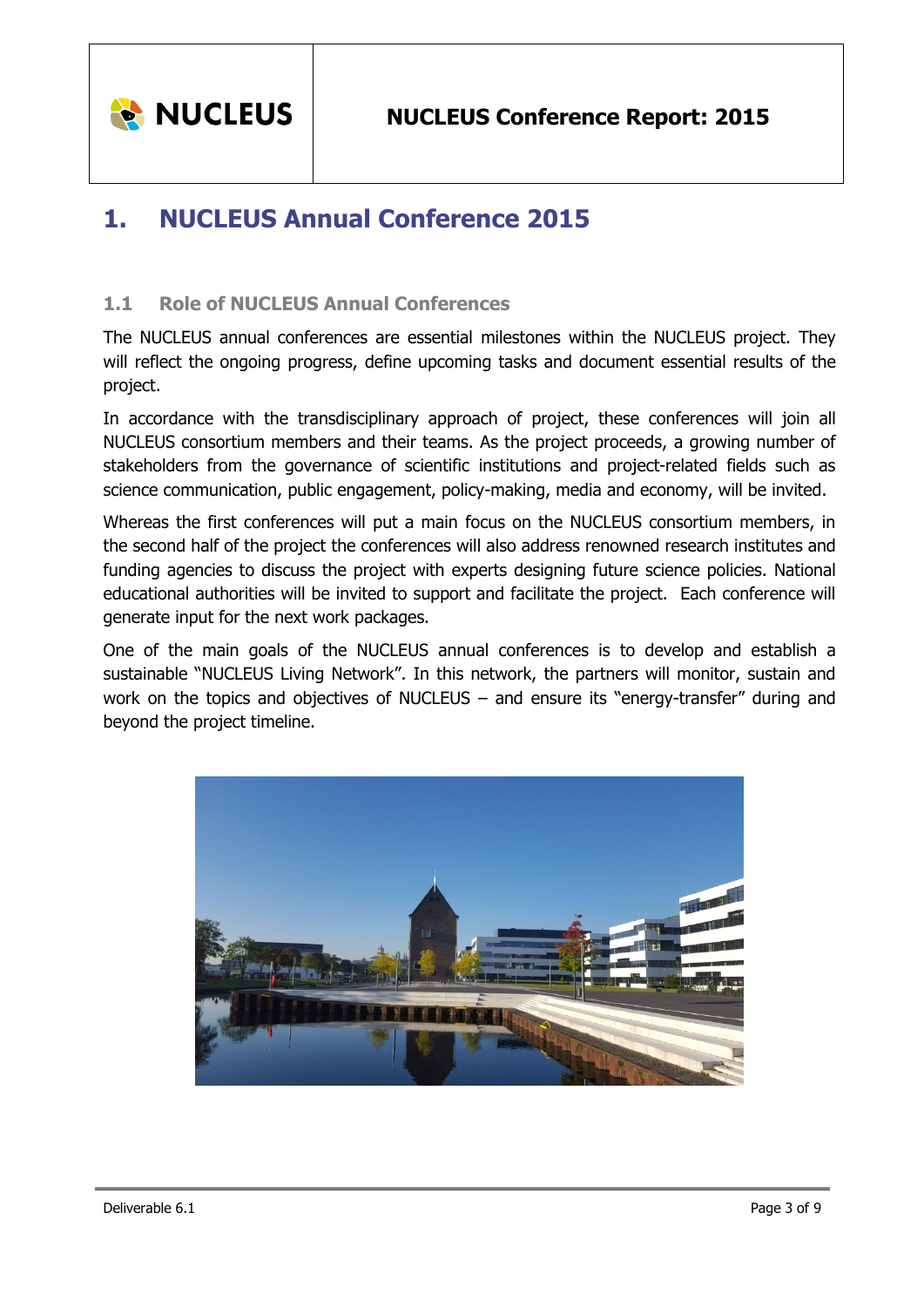# 1. NUCLEUS Annual Conference 2015

## 1.1 Role of NUCLEUS Annual Conferences

The NUCLEUS annual conferences are essential milestones within the NUCLEUS project. They will reflect the ongoing progress, define upcoming tasks and document essential results of the project.

In accordance with the transdisciplinary approach of project, these conferences will join all NUCLEUS consortium members and their teams. As the project proceeds, a growing number of stakeholders from the governance of scientific institutions and project-related fields such as science communication, public engagement, policy-making, media and economy, will be invited.

Whereas the first conferences will put a main focus on the NUCLEUS consortium members, in the second half of the project the conferences will also address renowned research institutes and funding agencies to discuss the project with experts designing future science policies. National educational authorities will be invited to support and facilitate the project. Each conference will generate input for the next work packages.

One of the main goals of the NUCLEUS annual conferences is to develop and establish a sustainable "NUCLEUS Living Network". In this network, the partners will monitor, sustain and work on the topics and objectives of NUCLEUS – and ensure its "energy-transfer" during and beyond the project timeline.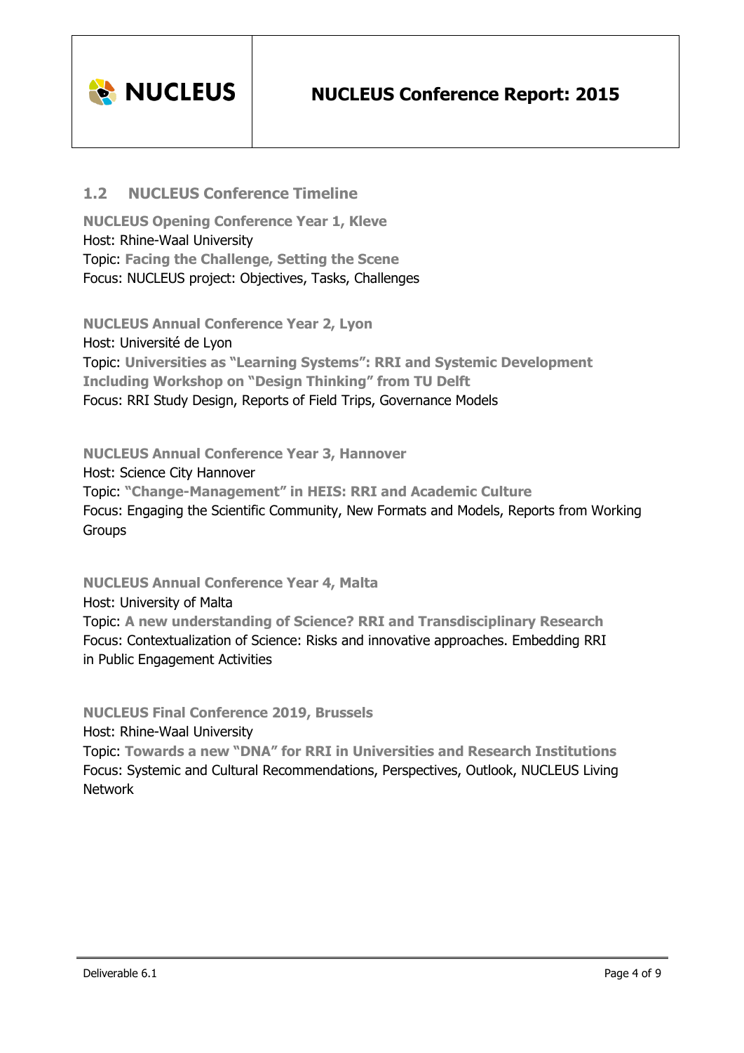## 1.2 NUCLEUS Conference Timeline

**NUCLEUS Opening Conference Year 1, Kleve**
Host: Rhine-Waal University
Topic: **Facing the Challenge, Setting the Scene**
Focus: NUCLEUS project: Objectives, Tasks, Challenges

**NUCLEUS Annual Conference Year 2, Lyon**
Host: Université de Lyon
Topic: **Universities as "Learning Systems": RRI and Systemic Development Including Workshop on "Design Thinking" from TU Delft**
Focus: RRI Study Design, Reports of Field Trips, Governance Models

**NUCLEUS Annual Conference Year 3, Hannover**
Host: Science City Hannover
Topic: **"Change-Management" in HEIS: RRI and Academic Culture**
Focus: Engaging the Scientific Community, New Formats and Models, Reports from Working Groups

**NUCLEUS Annual Conference Year 4, Malta**
Host: University of Malta
Topic: **A new understanding of Science? RRI and Transdisciplinary Research**
Focus: Contextualization of Science: Risks and innovative approaches. Embedding RRI in Public Engagement Activities

**NUCLEUS Final Conference 2019, Brussels**
Host: Rhine-Waal University
Topic: **Towards a new "DNA" for RRI in Universities and Research Institutions**
Focus: Systemic and Cultural Recommendations, Perspectives, Outlook, NUCLEUS Living Network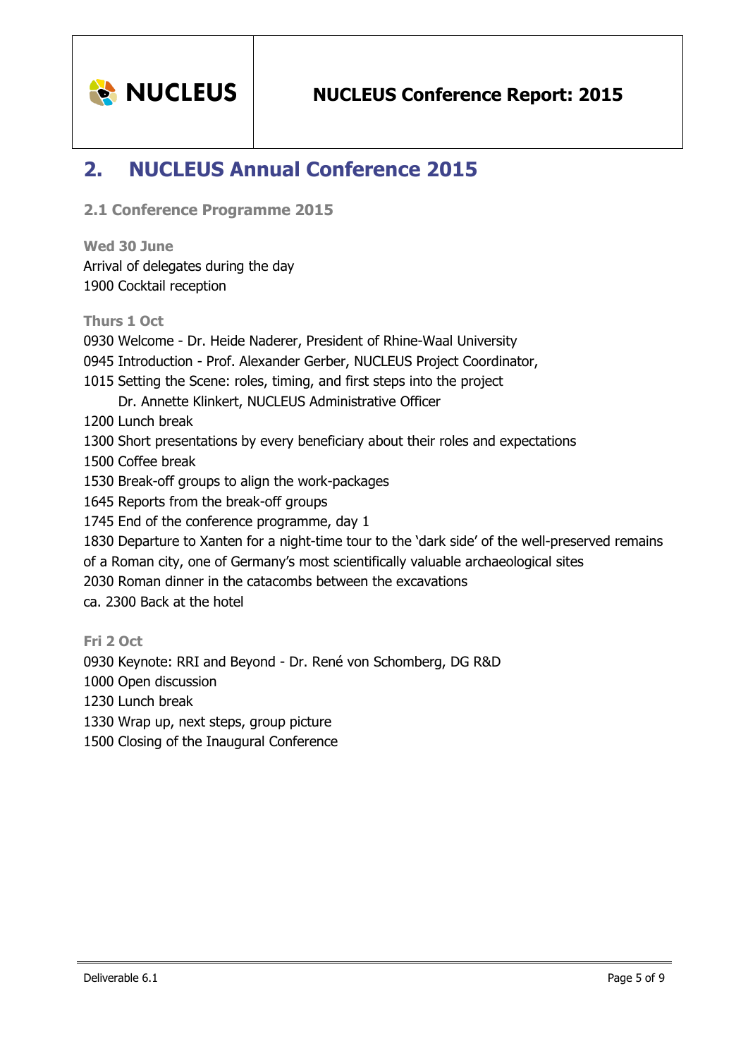## 2. NUCLEUS Annual Conference 2015

### 2.1 Conference Programme 2015

**Wed 30 June**

Arrival of delegates during the day
1900 Cocktail reception

**Thurs 1 Oct**

0930 Welcome - Dr. Heide Naderer, President of Rhine-Waal University
0945 Introduction - Prof. Alexander Gerber, NUCLEUS Project Coordinator,
1015 Setting the Scene: roles, timing, and first steps into the project
Dr. Annette Klinkert, NUCLEUS Administrative Officer
1200 Lunch break
1300 Short presentations by every beneficiary about their roles and expectations
1500 Coffee break
1530 Break-off groups to align the work-packages
1645 Reports from the break-off groups
1745 End of the conference programme, day 1
1830 Departure to Xanten for a night-time tour to the 'dark side' of the well-preserved remains of a Roman city, one of Germany's most scientifically valuable archaeological sites
2030 Roman dinner in the catacombs between the excavations
ca. 2300 Back at the hotel

**Fri 2 Oct**

0930 Keynote: RRI and Beyond - Dr. René von Schomberg, DG R&D
1000 Open discussion
1230 Lunch break
1330 Wrap up, next steps, group picture
1500 Closing of the Inaugural Conference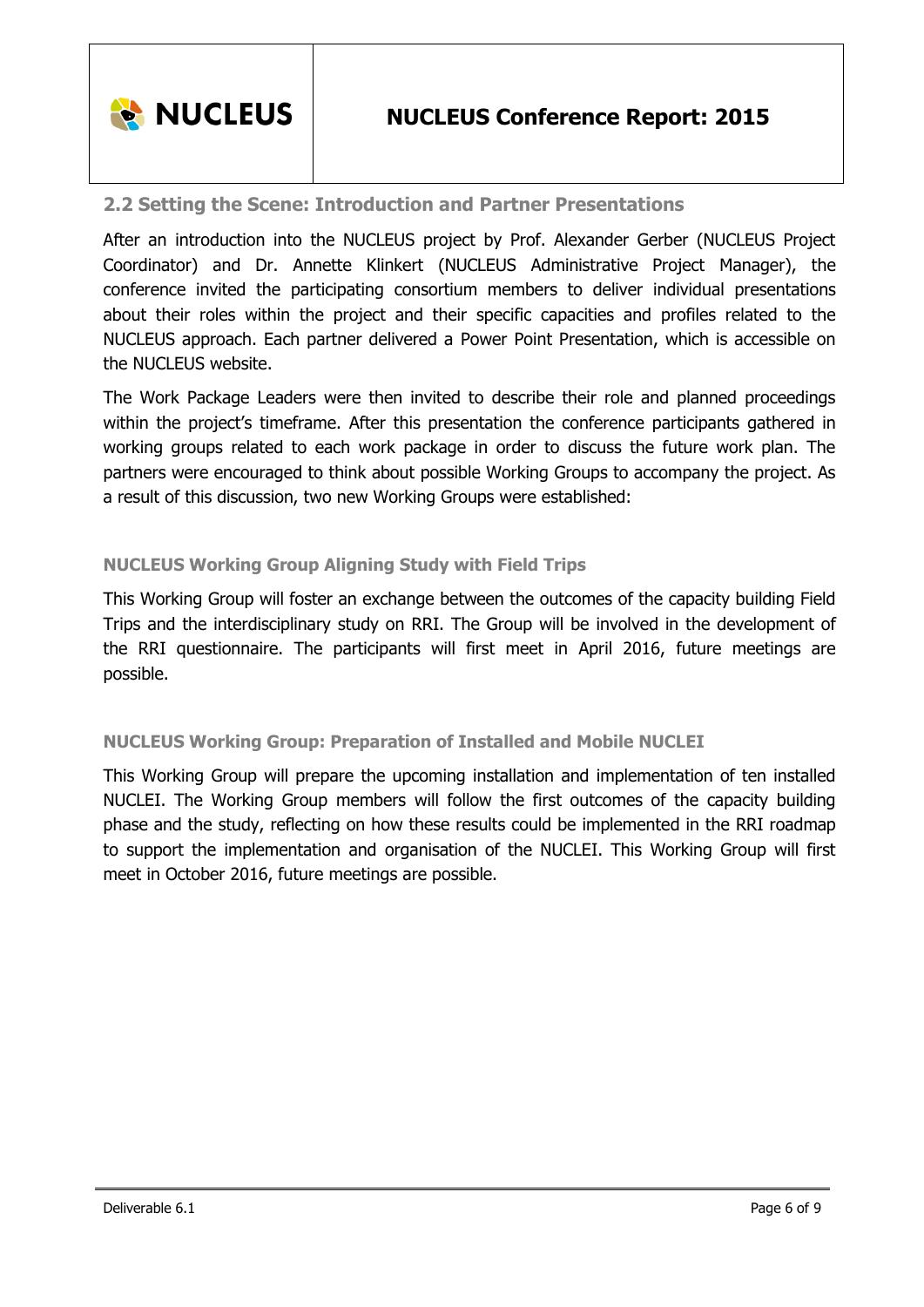## 2.2 Setting the Scene: Introduction and Partner Presentations

After an introduction into the NUCLEUS project by Prof. Alexander Gerber (NUCLEUS Project Coordinator) and Dr. Annette Klinkert (NUCLEUS Administrative Project Manager), the conference invited the participating consortium members to deliver individual presentations about their roles within the project and their specific capacities and profiles related to the NUCLEUS approach. Each partner delivered a Power Point Presentation, which is accessible on the NUCLEUS website.

The Work Package Leaders were then invited to describe their role and planned proceedings within the project's timeframe. After this presentation the conference participants gathered in working groups related to each work package in order to discuss the future work plan. The partners were encouraged to think about possible Working Groups to accompany the project. As a result of this discussion, two new Working Groups were established:

### NUCLEUS Working Group Aligning Study with Field Trips

This Working Group will foster an exchange between the outcomes of the capacity building Field Trips and the interdisciplinary study on RRI. The Group will be involved in the development of the RRI questionnaire. The participants will first meet in April 2016, future meetings are possible.

### NUCLEUS Working Group: Preparation of Installed and Mobile NUCLEI

This Working Group will prepare the upcoming installation and implementation of ten installed NUCLEI. The Working Group members will follow the first outcomes of the capacity building phase and the study, reflecting on how these results could be implemented in the RRI roadmap to support the implementation and organisation of the NUCLEI. This Working Group will first meet in October 2016, future meetings are possible.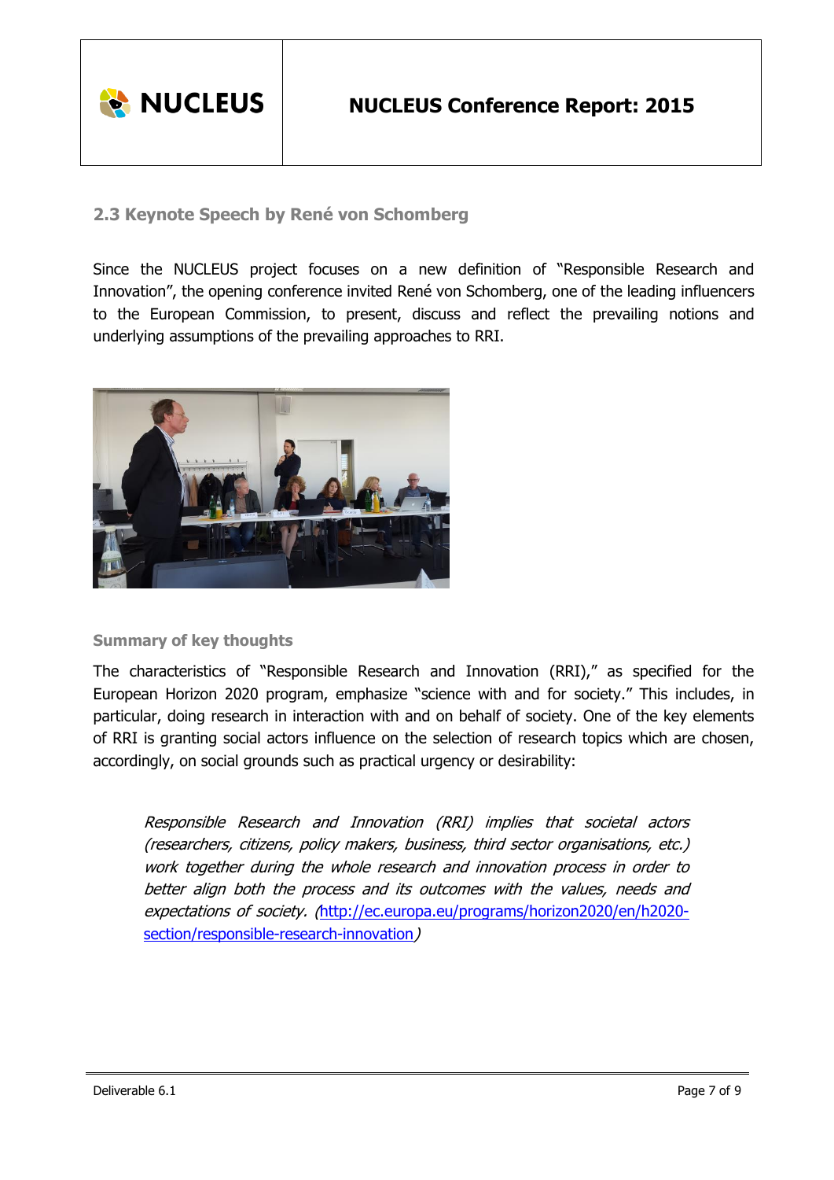## 2.3 Keynote Speech by René von Schomberg

Since the NUCLEUS project focuses on a new definition of "Responsible Research and Innovation", the opening conference invited René von Schomberg, one of the leading influencers to the European Commission, to present, discuss and reflect the prevailing notions and underlying assumptions of the prevailing approaches to RRI.

### Summary of key thoughts

The characteristics of "Responsible Research and Innovation (RRI)," as specified for the European Horizon 2020 program, emphasize "science with and for society." This includes, in particular, doing research in interaction with and on behalf of society. One of the key elements of RRI is granting social actors influence on the selection of research topics which are chosen, accordingly, on social grounds such as practical urgency or desirability:

> *Responsible Research and Innovation (RRI) implies that societal actors (researchers, citizens, policy makers, business, third sector organisations, etc.) work together during the whole research and innovation process in order to better align both the process and its outcomes with the values, needs and expectations of society.* (http://ec.europa.eu/programs/horizon2020/en/h2020-section/responsible-research-innovation)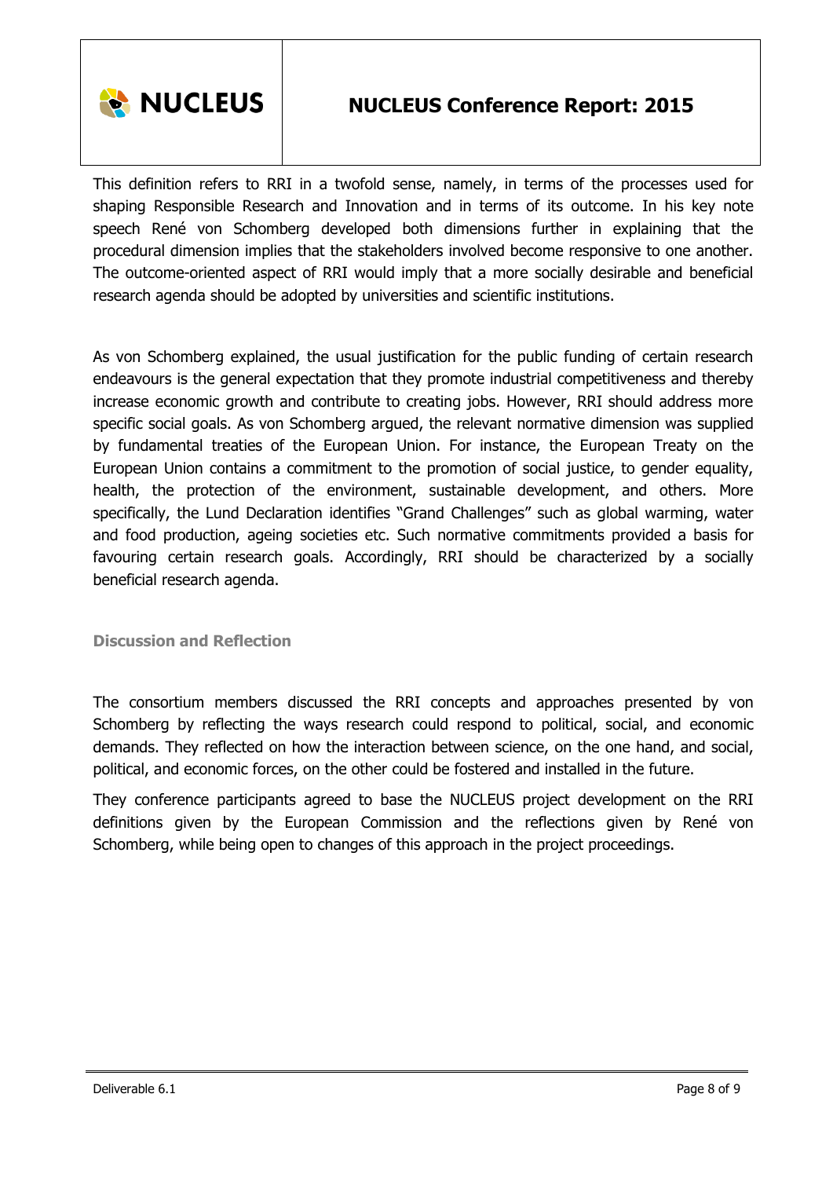This definition refers to RRI in a twofold sense, namely, in terms of the processes used for shaping Responsible Research and Innovation and in terms of its outcome. In his key note speech René von Schomberg developed both dimensions further in explaining that the procedural dimension implies that the stakeholders involved become responsive to one another. The outcome-oriented aspect of RRI would imply that a more socially desirable and beneficial research agenda should be adopted by universities and scientific institutions.

As von Schomberg explained, the usual justification for the public funding of certain research endeavours is the general expectation that they promote industrial competitiveness and thereby increase economic growth and contribute to creating jobs. However, RRI should address more specific social goals. As von Schomberg argued, the relevant normative dimension was supplied by fundamental treaties of the European Union. For instance, the European Treaty on the European Union contains a commitment to the promotion of social justice, to gender equality, health, the protection of the environment, sustainable development, and others. More specifically, the Lund Declaration identifies "Grand Challenges" such as global warming, water and food production, ageing societies etc. Such normative commitments provided a basis for favouring certain research goals. Accordingly, RRI should be characterized by a socially beneficial research agenda.

### Discussion and Reflection

The consortium members discussed the RRI concepts and approaches presented by von Schomberg by reflecting the ways research could respond to political, social, and economic demands. They reflected on how the interaction between science, on the one hand, and social, political, and economic forces, on the other could be fostered and installed in the future.

They conference participants agreed to base the NUCLEUS project development on the RRI definitions given by the European Commission and the reflections given by René von Schomberg, while being open to changes of this approach in the project proceedings.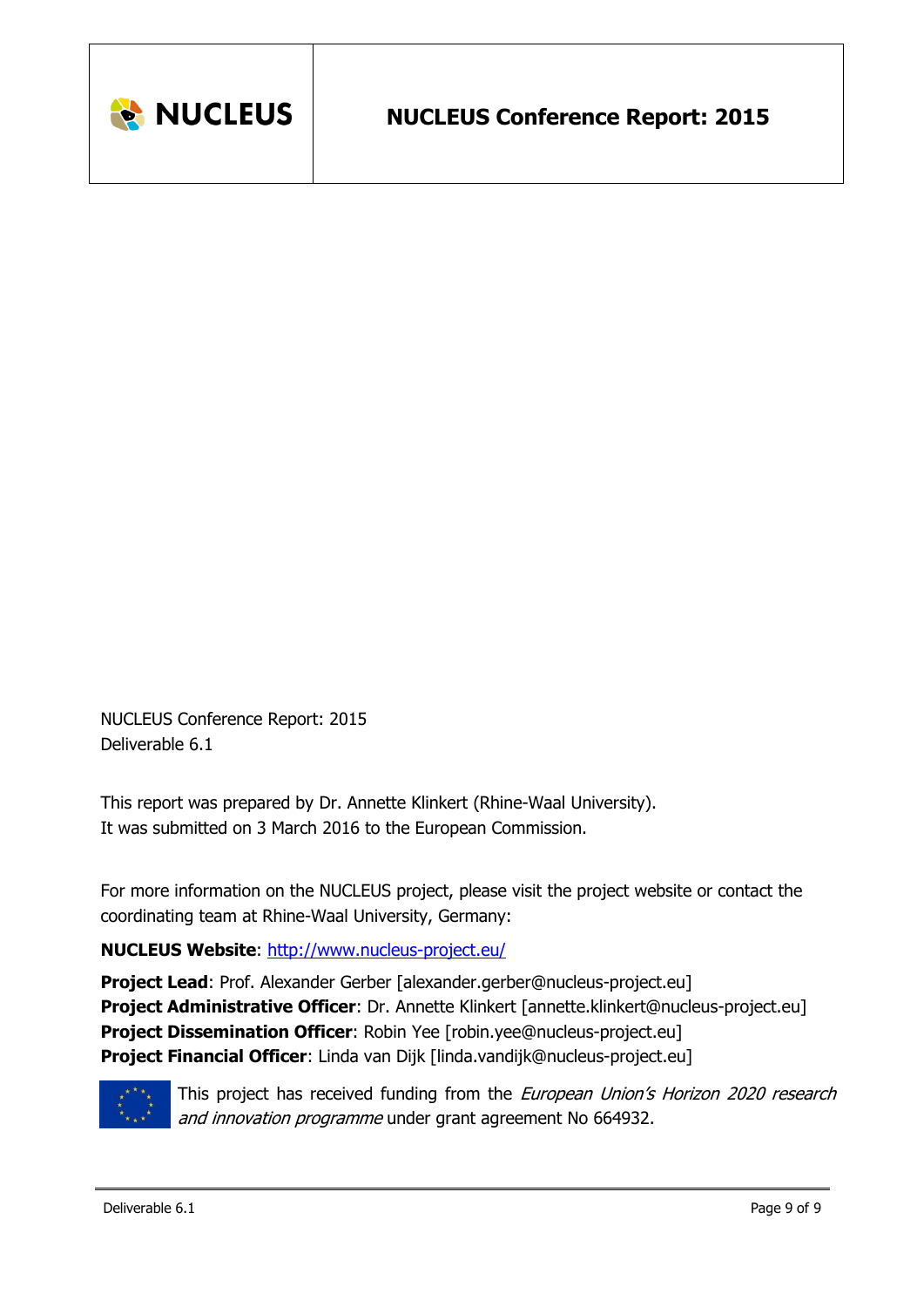NUCLEUS Conference Report: 2015
Deliverable 6.1

This report was prepared by Dr. Annette Klinkert (Rhine-Waal University).
It was submitted on 3 March 2016 to the European Commission.

For more information on the NUCLEUS project, please visit the project website or contact the coordinating team at Rhine-Waal University, Germany:

**NUCLEUS Website**: http://www.nucleus-project.eu/

**Project Lead**: Prof. Alexander Gerber [alexander.gerber@nucleus-project.eu]
**Project Administrative Officer**: Dr. Annette Klinkert [annette.klinkert@nucleus-project.eu]
**Project Dissemination Officer**: Robin Yee [robin.yee@nucleus-project.eu]
**Project Financial Officer**: Linda van Dijk [linda.vandijk@nucleus-project.eu]

This project has received funding from the *European Union's Horizon 2020 research and innovation programme* under grant agreement No 664932.